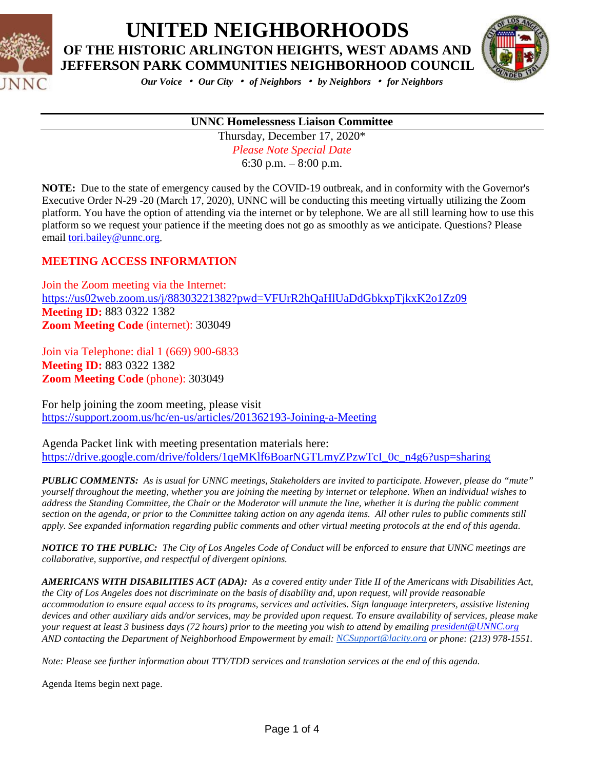# UNITED NEIGHBORHOODS

## OF THE HISTORIC ARLINGTON HEIGHTS, WEST ADAMS AND JEFFERSON PARK COMMUNITIES NEIGHBORHOOD COUNCIL

*Our Voice • Our City • of Neighbors • by Neighbors • for Neighbors*

---

**UNNC Homelessness Liaison Committee**

Thursday, December 17, 2020*

*Please Note Special Date*

6:30 p.m. – 8:00 p.m.

**NOTE:** Due to the state of emergency caused by the COVID-19 outbreak, and in conformity with the Governor's Executive Order N-29 -20 (March 17, 2020), UNNC will be conducting this meeting virtually utilizing the Zoom platform. You have the option of attending via the internet or by telephone. We are all still learning how to use this platform so we request your patience if the meeting does not go as smoothly as we anticipate. Questions? Please email tori.bailey@unnc.org.

**MEETING ACCESS INFORMATION**

Join the Zoom meeting via the Internet:
https://us02web.zoom.us/j/88303221382?pwd=VFUrR2hQaHlUaDdGbkxpTjkxK2o1Zz09
**Meeting ID:** 883 0322 1382
**Zoom Meeting Code** (internet): 303049

Join via Telephone: dial 1 (669) 900-6833
**Meeting ID:** 883 0322 1382
**Zoom Meeting Code** (phone): 303049

For help joining the zoom meeting, please visit
https://support.zoom.us/hc/en-us/articles/201362193-Joining-a-Meeting

Agenda Packet link with meeting presentation materials here:
https://drive.google.com/drive/folders/1qeMKlf6BoarNGTLmyZPzwTcI_0c_n4g6?usp=sharing

***PUBLIC COMMENTS:*** *As is usual for UNNC meetings, Stakeholders are invited to participate. However, please do "mute" yourself throughout the meeting, whether you are joining the meeting by internet or telephone. When an individual wishes to address the Standing Committee, the Chair or the Moderator will unmute the line, whether it is during the public comment section on the agenda, or prior to the Committee taking action on any agenda items. All other rules to public comments still apply. See expanded information regarding public comments and other virtual meeting protocols at the end of this agenda.*

***NOTICE TO THE PUBLIC:*** *The City of Los Angeles Code of Conduct will be enforced to ensure that UNNC meetings are collaborative, supportive, and respectful of divergent opinions.*

***AMERICANS WITH DISABILITIES ACT (ADA):*** *As a covered entity under Title II of the Americans with Disabilities Act, the City of Los Angeles does not discriminate on the basis of disability and, upon request, will provide reasonable accommodation to ensure equal access to its programs, services and activities. Sign language interpreters, assistive listening devices and other auxiliary aids and/or services, may be provided upon request. To ensure availability of services, please make your request at least 3 business days (72 hours) prior to the meeting you wish to attend by emailing president@UNNC.org AND contacting the Department of Neighborhood Empowerment by email: NCSupport@lacity.org or phone: (213) 978-1551.*

*Note: Please see further information about TTY/TDD services and translation services at the end of this agenda.*

Agenda Items begin next page.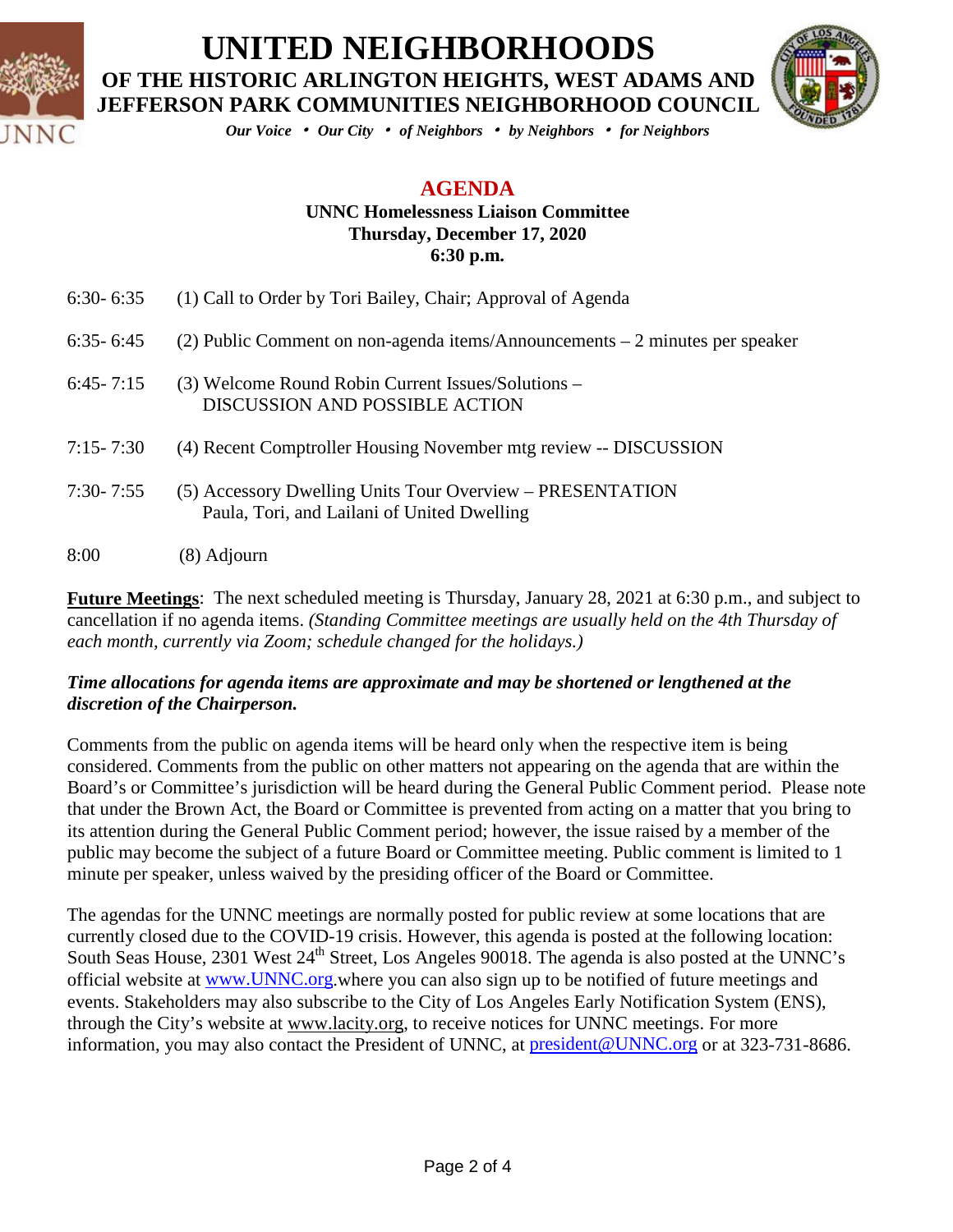# UNITED NEIGHBORHOODS

## OF THE HISTORIC ARLINGTON HEIGHTS, WEST ADAMS AND JEFFERSON PARK COMMUNITIES NEIGHBORHOOD COUNCIL

*Our Voice • Our City • of Neighbors • by Neighbors • for Neighbors*

## AGENDA

**UNNC Homelessness Liaison Committee**
**Thursday, December 17, 2020**
**6:30 p.m.**

6:30- 6:35 (1) Call to Order by Tori Bailey, Chair; Approval of Agenda

6:35- 6:45 (2) Public Comment on non-agenda items/Announcements – 2 minutes per speaker

6:45- 7:15 (3) Welcome Round Robin Current Issues/Solutions – DISCUSSION AND POSSIBLE ACTION

7:15- 7:30 (4) Recent Comptroller Housing November mtg review -- DISCUSSION

7:30- 7:55 (5) Accessory Dwelling Units Tour Overview – PRESENTATION Paula, Tori, and Lailani of United Dwelling

8:00 (8) Adjourn

**Future Meetings**: The next scheduled meeting is Thursday, January 28, 2021 at 6:30 p.m., and subject to cancellation if no agenda items. *(Standing Committee meetings are usually held on the 4th Thursday of each month, currently via Zoom; schedule changed for the holidays.)*

***Time allocations for agenda items are approximate and may be shortened or lengthened at the discretion of the Chairperson.***

Comments from the public on agenda items will be heard only when the respective item is being considered. Comments from the public on other matters not appearing on the agenda that are within the Board's or Committee's jurisdiction will be heard during the General Public Comment period. Please note that under the Brown Act, the Board or Committee is prevented from acting on a matter that you bring to its attention during the General Public Comment period; however, the issue raised by a member of the public may become the subject of a future Board or Committee meeting. Public comment is limited to 1 minute per speaker, unless waived by the presiding officer of the Board or Committee.

The agendas for the UNNC meetings are normally posted for public review at some locations that are currently closed due to the COVID-19 crisis. However, this agenda is posted at the following location: South Seas House, 2301 West 24th Street, Los Angeles 90018. The agenda is also posted at the UNNC's official website at www.UNNC.org.where you can also sign up to be notified of future meetings and events. Stakeholders may also subscribe to the City of Los Angeles Early Notification System (ENS), through the City's website at www.lacity.org, to receive notices for UNNC meetings. For more information, you may also contact the President of UNNC, at president@UNNC.org or at 323-731-8686.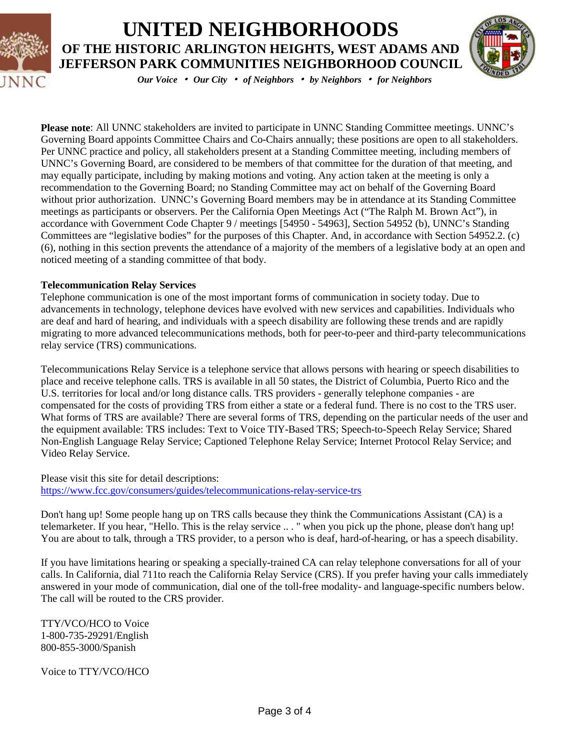# UNITED NEIGHBORHOODS

## OF THE HISTORIC ARLINGTON HEIGHTS, WEST ADAMS AND JEFFERSON PARK COMMUNITIES NEIGHBORHOOD COUNCIL

*Our Voice • Our City • of Neighbors • by Neighbors • for Neighbors*

**Please note**: All UNNC stakeholders are invited to participate in UNNC Standing Committee meetings. UNNC's Governing Board appoints Committee Chairs and Co-Chairs annually; these positions are open to all stakeholders. Per UNNC practice and policy, all stakeholders present at a Standing Committee meeting, including members of UNNC's Governing Board, are considered to be members of that committee for the duration of that meeting, and may equally participate, including by making motions and voting. Any action taken at the meeting is only a recommendation to the Governing Board; no Standing Committee may act on behalf of the Governing Board without prior authorization. UNNC's Governing Board members may be in attendance at its Standing Committee meetings as participants or observers. Per the California Open Meetings Act ("The Ralph M. Brown Act"), in accordance with Government Code Chapter 9 / meetings [54950 - 54963], Section 54952 (b), UNNC's Standing Committees are "legislative bodies" for the purposes of this Chapter. And, in accordance with Section 54952.2. (c) (6), nothing in this section prevents the attendance of a majority of the members of a legislative body at an open and noticed meeting of a standing committee of that body.

**Telecommunication Relay Services**

Telephone communication is one of the most important forms of communication in society today. Due to advancements in technology, telephone devices have evolved with new services and capabilities. Individuals who are deaf and hard of hearing, and individuals with a speech disability are following these trends and are rapidly migrating to more advanced telecommunications methods, both for peer-to-peer and third-party telecommunications relay service (TRS) communications.

Telecommunications Relay Service is a telephone service that allows persons with hearing or speech disabilities to place and receive telephone calls. TRS is available in all 50 states, the District of Columbia, Puerto Rico and the U.S. territories for local and/or long distance calls. TRS providers - generally telephone companies - are compensated for the costs of providing TRS from either a state or a federal fund. There is no cost to the TRS user. What forms of TRS are available? There are several forms of TRS, depending on the particular needs of the user and the equipment available: TRS includes: Text to Voice TIY-Based TRS; Speech-to-Speech Relay Service; Shared Non-English Language Relay Service; Captioned Telephone Relay Service; Internet Protocol Relay Service; and Video Relay Service.

Please visit this site for detail descriptions:
https://www.fcc.gov/consumers/guides/telecommunications-relay-service-trs

Don't hang up! Some people hang up on TRS calls because they think the Communications Assistant (CA) is a telemarketer. If you hear, "Hello. This is the relay service .. . " when you pick up the phone, please don't hang up! You are about to talk, through a TRS provider, to a person who is deaf, hard-of-hearing, or has a speech disability.

If you have limitations hearing or speaking a specially-trained CA can relay telephone conversations for all of your calls. In California, dial 711to reach the California Relay Service (CRS). If you prefer having your calls immediately answered in your mode of communication, dial one of the toll-free modality- and language-specific numbers below. The call will be routed to the CRS provider.

TTY/VCO/HCO to Voice
1-800-735-29291/English
800-855-3000/Spanish

Voice to TTY/VCO/HCO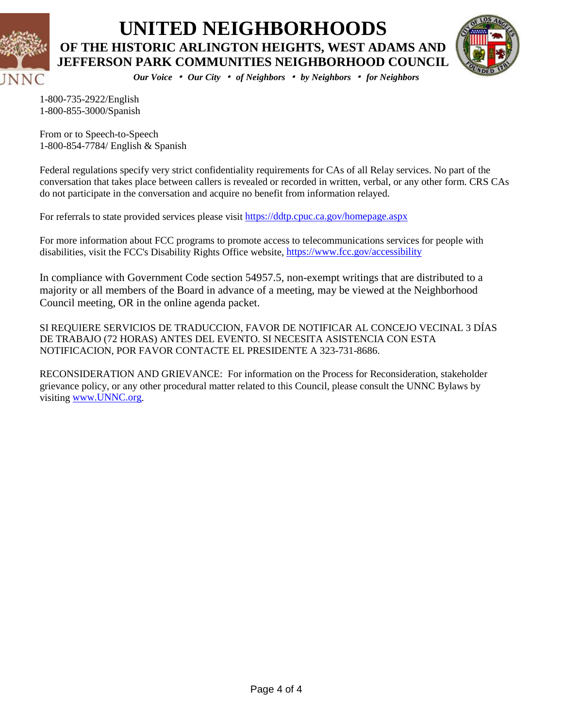# UNITED NEIGHBORHOODS

## OF THE HISTORIC ARLINGTON HEIGHTS, WEST ADAMS AND JEFFERSON PARK COMMUNITIES NEIGHBORHOOD COUNCIL

***Our Voice • Our City • of Neighbors • by Neighbors • for Neighbors***

1-800-735-2922/English
1-800-855-3000/Spanish

From or to Speech-to-Speech
1-800-854-7784/ English & Spanish

Federal regulations specify very strict confidentiality requirements for CAs of all Relay services. No part of the conversation that takes place between callers is revealed or recorded in written, verbal, or any other form. CRS CAs do not participate in the conversation and acquire no benefit from information relayed.

For referrals to state provided services please visit https://ddtp.cpuc.ca.gov/homepage.aspx

For more information about FCC programs to promote access to telecommunications services for people with disabilities, visit the FCC's Disability Rights Office website, https://www.fcc.gov/accessibility

In compliance with Government Code section 54957.5, non-exempt writings that are distributed to a majority or all members of the Board in advance of a meeting, may be viewed at the Neighborhood Council meeting, OR in the online agenda packet.

SI REQUIERE SERVICIOS DE TRADUCCION, FAVOR DE NOTIFICAR AL CONCEJO VECINAL 3 DÍAS DE TRABAJO (72 HORAS) ANTES DEL EVENTO. SI NECESITA ASISTENCIA CON ESTA NOTIFICACION, POR FAVOR CONTACTE EL PRESIDENTE A 323-731-8686.

RECONSIDERATION AND GRIEVANCE: For information on the Process for Reconsideration, stakeholder grievance policy, or any other procedural matter related to this Council, please consult the UNNC Bylaws by visiting www.UNNC.org.